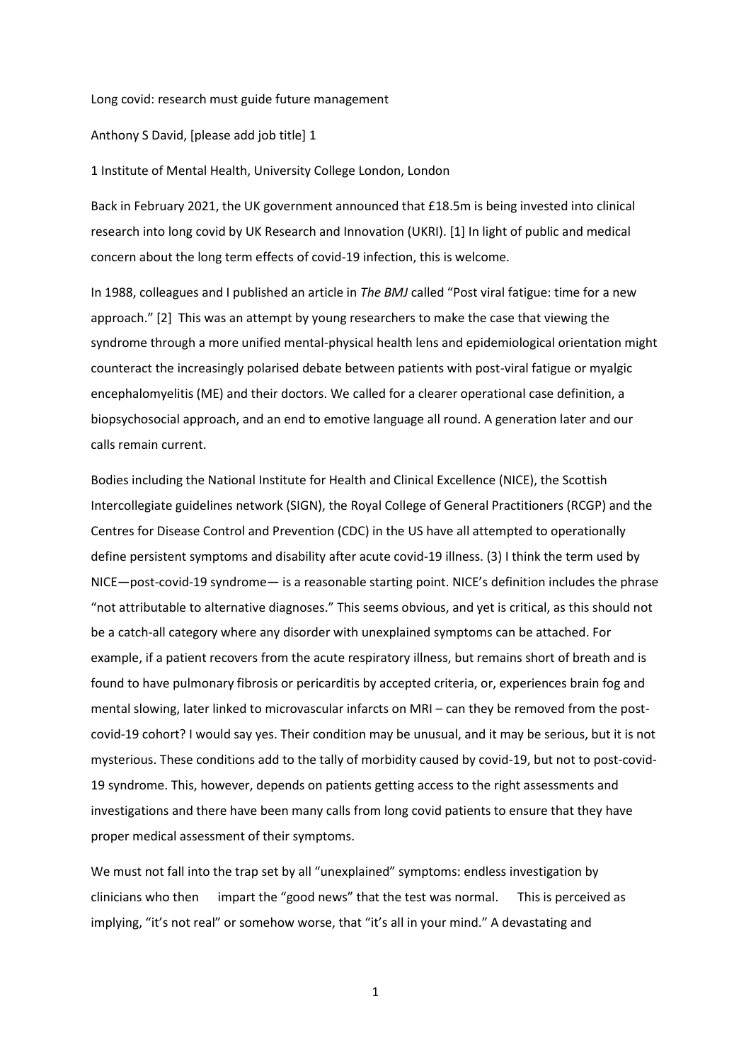Long covid: research must guide future management

Anthony S David, [please add job title] 1

1 Institute of Mental Health, University College London, London

Back in February 2021, the UK government announced that £18.5m is being invested into clinical research into long covid by UK Research and Innovation (UKRI). [1] In light of public and medical concern about the long term effects of covid-19 infection, this is welcome.

In 1988, colleagues and I published an article in *The BMJ* called "Post viral fatigue: time for a new approach." [2] This was an attempt by young researchers to make the case that viewing the syndrome through a more unified mental-physical health lens and epidemiological orientation might counteract the increasingly polarised debate between patients with post-viral fatigue or myalgic encephalomyelitis (ME) and their doctors. We called for a clearer operational case definition, a biopsychosocial approach, and an end to emotive language all round. A generation later and our calls remain current.

Bodies including the National Institute for Health and Clinical Excellence (NICE), the Scottish Intercollegiate guidelines network (SIGN), the Royal College of General Practitioners (RCGP) and the Centres for Disease Control and Prevention (CDC) in the US have all attempted to operationally define persistent symptoms and disability after acute covid-19 illness. (3) I think the term used by NICE—post-covid-19 syndrome— is a reasonable starting point. NICE's definition includes the phrase "not attributable to alternative diagnoses." This seems obvious, and yet is critical, as this should not be a catch-all category where any disorder with unexplained symptoms can be attached. For example, if a patient recovers from the acute respiratory illness, but remains short of breath and is found to have pulmonary fibrosis or pericarditis by accepted criteria, or, experiences brain fog and mental slowing, later linked to microvascular infarcts on MRI – can they be removed from the post-covid-19 cohort? I would say yes. Their condition may be unusual, and it may be serious, but it is not mysterious. These conditions add to the tally of morbidity caused by covid-19, but not to post-covid-19 syndrome. This, however, depends on patients getting access to the right assessments and investigations and there have been many calls from long covid patients to ensure that they have proper medical assessment of their symptoms.

We must not fall into the trap set by all "unexplained" symptoms: endless investigation by clinicians who then impart the "good news" that the test was normal. This is perceived as implying, "it's not real" or somehow worse, that "it's all in your mind." A devastating and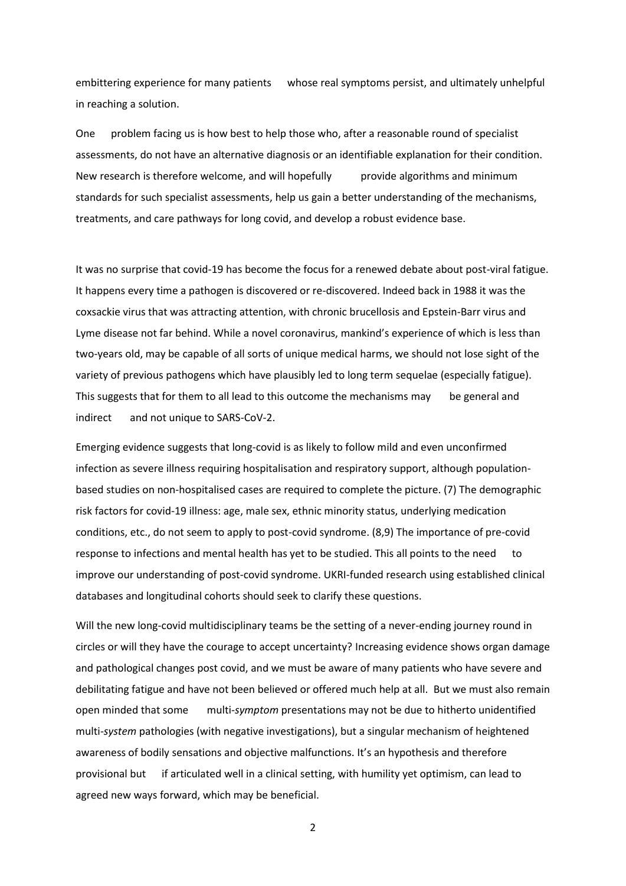embittering experience for many patients whose real symptoms persist, and ultimately unhelpful in reaching a solution.

One problem facing us is how best to help those who, after a reasonable round of specialist assessments, do not have an alternative diagnosis or an identifiable explanation for their condition. New research is therefore welcome, and will hopefully provide algorithms and minimum standards for such specialist assessments, help us gain a better understanding of the mechanisms, treatments, and care pathways for long covid, and develop a robust evidence base.

It was no surprise that covid-19 has become the focus for a renewed debate about post-viral fatigue. It happens every time a pathogen is discovered or re-discovered. Indeed back in 1988 it was the coxsackie virus that was attracting attention, with chronic brucellosis and Epstein-Barr virus and Lyme disease not far behind. While a novel coronavirus, mankind's experience of which is less than two-years old, may be capable of all sorts of unique medical harms, we should not lose sight of the variety of previous pathogens which have plausibly led to long term sequelae (especially fatigue). This suggests that for them to all lead to this outcome the mechanisms may be general and indirect and not unique to SARS-CoV-2.

Emerging evidence suggests that long-covid is as likely to follow mild and even unconfirmed infection as severe illness requiring hospitalisation and respiratory support, although population-based studies on non-hospitalised cases are required to complete the picture. (7) The demographic risk factors for covid-19 illness: age, male sex, ethnic minority status, underlying medication conditions, etc., do not seem to apply to post-covid syndrome. (8,9) The importance of pre-covid response to infections and mental health has yet to be studied. This all points to the need to improve our understanding of post-covid syndrome. UKRI-funded research using established clinical databases and longitudinal cohorts should seek to clarify these questions.

Will the new long-covid multidisciplinary teams be the setting of a never-ending journey round in circles or will they have the courage to accept uncertainty? Increasing evidence shows organ damage and pathological changes post covid, and we must be aware of many patients who have severe and debilitating fatigue and have not been believed or offered much help at all. But we must also remain open minded that some multi-*symptom* presentations may not be due to hitherto unidentified multi-*system* pathologies (with negative investigations), but a singular mechanism of heightened awareness of bodily sensations and objective malfunctions. It's an hypothesis and therefore provisional but if articulated well in a clinical setting, with humility yet optimism, can lead to agreed new ways forward, which may be beneficial.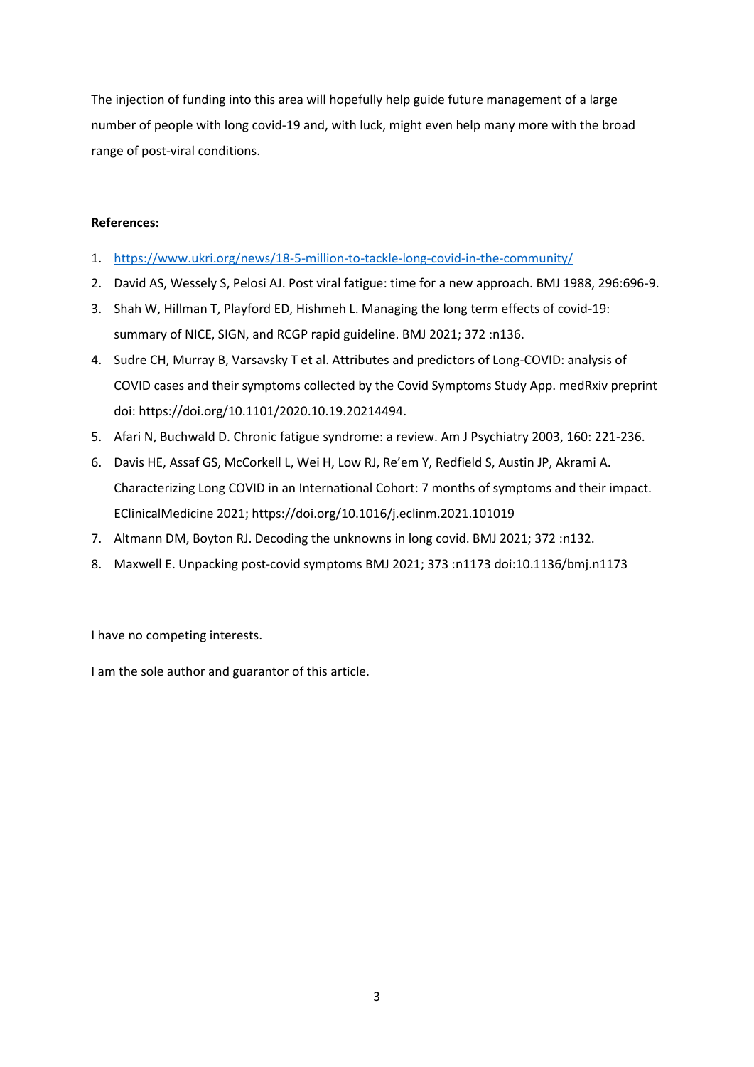The injection of funding into this area will hopefully help guide future management of a large number of people with long covid-19 and, with luck, might even help many more with the broad range of post-viral conditions.

**References:**

1. https://www.ukri.org/news/18-5-million-to-tackle-long-covid-in-the-community/
2. David AS, Wessely S, Pelosi AJ. Post viral fatigue: time for a new approach. BMJ 1988, 296:696-9.
3. Shah W, Hillman T, Playford ED, Hishmeh L. Managing the long term effects of covid-19: summary of NICE, SIGN, and RCGP rapid guideline. BMJ 2021; 372 :n136.
4. Sudre CH, Murray B, Varsavsky T et al. Attributes and predictors of Long-COVID: analysis of COVID cases and their symptoms collected by the Covid Symptoms Study App. medRxiv preprint doi: https://doi.org/10.1101/2020.10.19.20214494.
5. Afari N, Buchwald D. Chronic fatigue syndrome: a review. Am J Psychiatry 2003, 160: 221-236.
6. Davis HE, Assaf GS, McCorkell L, Wei H, Low RJ, Re'em Y, Redfield S, Austin JP, Akrami A. Characterizing Long COVID in an International Cohort: 7 months of symptoms and their impact. EClinicalMedicine 2021; https://doi.org/10.1016/j.eclinm.2021.101019
7. Altmann DM, Boyton RJ. Decoding the unknowns in long covid. BMJ 2021; 372 :n132.
8. Maxwell E. Unpacking post-covid symptoms BMJ 2021; 373 :n1173 doi:10.1136/bmj.n1173

I have no competing interests.

I am the sole author and guarantor of this article.